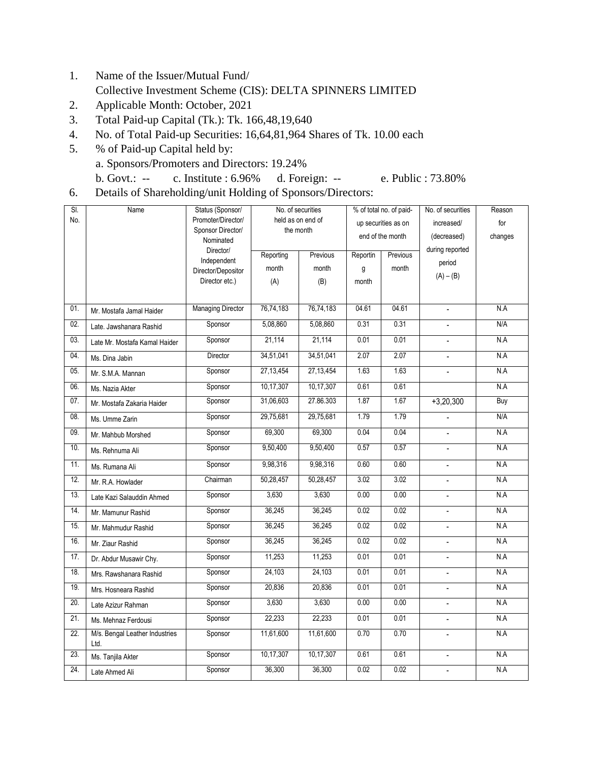1. Name of the Issuer/Mutual Fund/
   Collective Investment Scheme (CIS): DELTA SPINNERS LIMITED
2. Applicable Month: October, 2021
3. Total Paid-up Capital (Tk.): Tk. 166,48,19,640
4. No. of Total Paid-up Securities: 16,64,81,964 Shares of Tk. 10.00 each
5. % of Paid-up Capital held by:
   a. Sponsors/Promoters and Directors: 19.24%
   b. Govt.: -- c. Institute : 6.96% d. Foreign: -- e. Public : 73.80%
6. Details of Shareholding/unit Holding of Sponsors/Directors:

| Sl. No. | Name | Status (Sponsor/ Promoter/Director/ Sponsor Director/ Nominated Director/ Independent Director/Depositor Director etc.) | No. of securities held as on end of the month | | % of total no. of paid-up securities as on end of the month | | No. of securities increased/ (decreased) during reported period (A) – (B) | Reason for changes |
|---|---|---|---|---|---|---|---|---|
| | | | Reporting month (A) | Previous month (B) | Reporting month | Previous month | | |
| 01. | Mr. Mostafa Jamal Haider | Managing Director | 76,74,183 | 76,74,183 | 04.61 | 04.61 | - | N.A |
| 02. | Late. Jawshanara Rashid | Sponsor | 5,08,860 | 5,08,860 | 0.31 | 0.31 | - | N/A |
| 03. | Late Mr. Mostafa Kamal Haider | Sponsor | 21,114 | 21,114 | 0.01 | 0.01 | - | N.A |
| 04. | Ms. Dina Jabin | Director | 34,51,041 | 34,51,041 | 2.07 | 2.07 | - | N.A |
| 05. | Mr. S.M.A. Mannan | Sponsor | 27,13,454 | 27,13,454 | 1.63 | 1.63 | - | N.A |
| 06. | Ms. Nazia Akter | Sponsor | 10,17,307 | 10,17,307 | 0.61 | 0.61 | | N.A |
| 07. | Mr. Mostafa Zakaria Haider | Sponsor | 31,06,603 | 27.86.303 | 1.87 | 1.67 | +3,20,300 | Buy |
| 08. | Ms. Umme Zarin | Sponsor | 29,75,681 | 29,75,681 | 1.79 | 1.79 | - | N/A |
| 09. | Mr. Mahbub Morshed | Sponsor | 69,300 | 69,300 | 0.04 | 0.04 | - | N.A |
| 10. | Ms. Rehnuma Ali | Sponsor | 9,50,400 | 9,50,400 | 0.57 | 0.57 | - | N.A |
| 11. | Ms. Rumana Ali | Sponsor | 9,98,316 | 9,98,316 | 0.60 | 0.60 | - | N.A |
| 12. | Mr. R.A. Howlader | Chairman | 50,28,457 | 50,28,457 | 3.02 | 3.02 | - | N.A |
| 13. | Late Kazi Salauddin Ahmed | Sponsor | 3,630 | 3,630 | 0.00 | 0.00 | - | N.A |
| 14. | Mr. Mamunur Rashid | Sponsor | 36,245 | 36,245 | 0.02 | 0.02 | - | N.A |
| 15. | Mr. Mahmudur Rashid | Sponsor | 36,245 | 36,245 | 0.02 | 0.02 | - | N.A |
| 16. | Mr. Ziaur Rashid | Sponsor | 36,245 | 36,245 | 0.02 | 0.02 | - | N.A |
| 17. | Dr. Abdur Musawir Chy. | Sponsor | 11,253 | 11,253 | 0.01 | 0.01 | - | N.A |
| 18. | Mrs. Rawshanara Rashid | Sponsor | 24,103 | 24,103 | 0.01 | 0.01 | - | N.A |
| 19. | Mrs. Hosneara Rashid | Sponsor | 20,836 | 20,836 | 0.01 | 0.01 | - | N.A |
| 20. | Late Azizur Rahman | Sponsor | 3,630 | 3,630 | 0.00 | 0.00 | - | N.A |
| 21. | Ms. Mehnaz Ferdousi | Sponsor | 22,233 | 22,233 | 0.01 | 0.01 | - | N.A |
| 22. | M/s. Bengal Leather Industries Ltd. | Sponsor | 11,61,600 | 11,61,600 | 0.70 | 0.70 | - | N.A |
| 23. | Ms. Tanjila Akter | Sponsor | 10,17,307 | 10,17,307 | 0.61 | 0.61 | - | N.A |
| 24. | Late Ahmed Ali | Sponsor | 36,300 | 36,300 | 0.02 | 0.02 | - | N.A |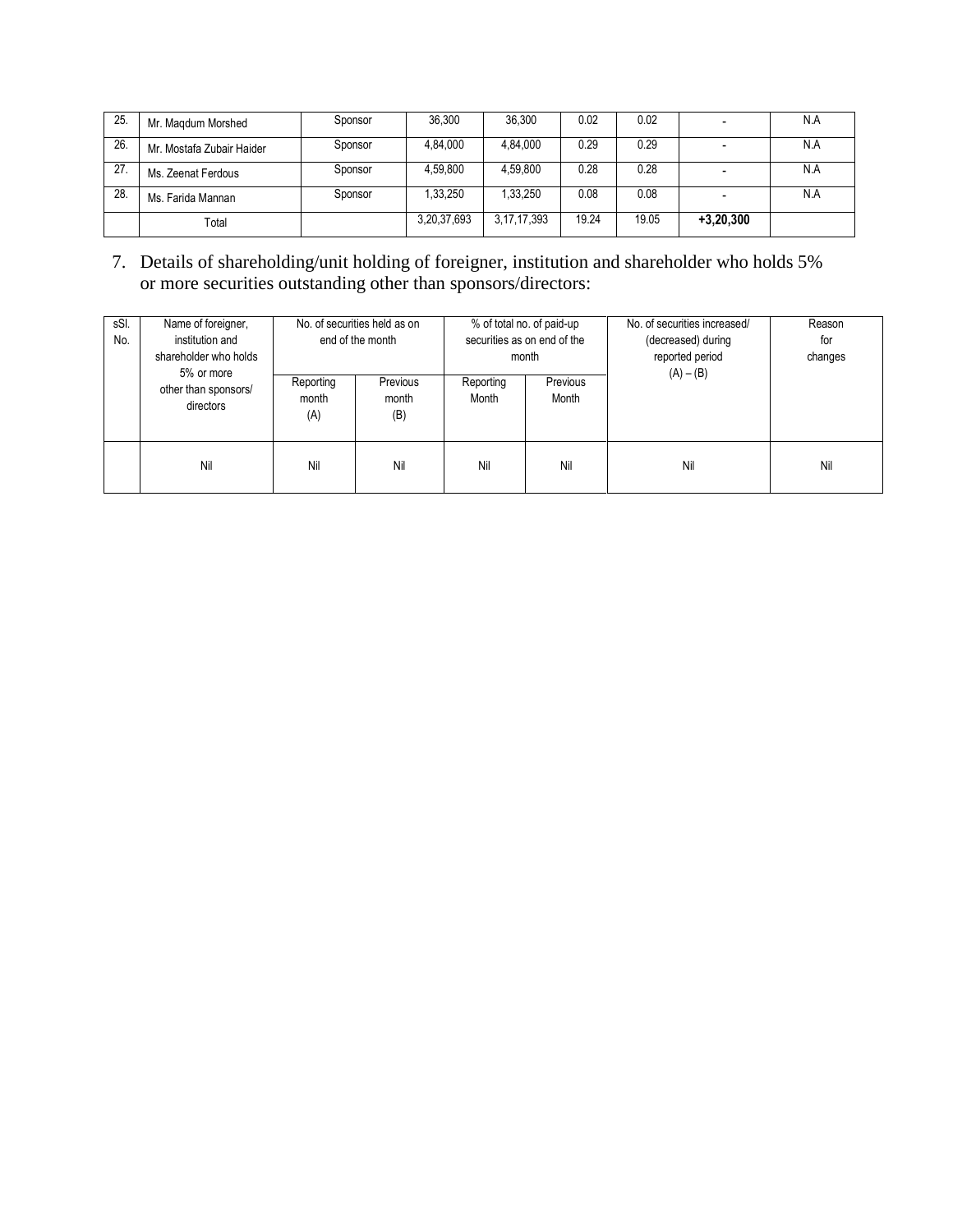| | | | | | | | | |
|---|---|---|---|---|---|---|---|---|
| 25. | Mr. Maqdum Morshed | Sponsor | 36,300 | 36,300 | 0.02 | 0.02 | - | N.A |
| 26. | Mr. Mostafa Zubair Haider | Sponsor | 4,84,000 | 4,84,000 | 0.29 | 0.29 | - | N.A |
| 27. | Ms. Zeenat Ferdous | Sponsor | 4,59,800 | 4,59,800 | 0.28 | 0.28 | - | N.A |
| 28. | Ms. Farida Mannan | Sponsor | 1,33,250 | 1,33,250 | 0.08 | 0.08 | - | N.A |
| | Total | | 3,20,37,693 | 3,17,17,393 | 19.24 | 19.05 | **+3,20,300** | |

7. Details of shareholding/unit holding of foreigner, institution and shareholder who holds 5% or more securities outstanding other than sponsors/directors:

| sSl. No. | Name of foreigner, institution and shareholder who holds 5% or more other than sponsors/ directors | No. of securities held as on end of the month | | % of total no. of paid-up securities as on end of the month | | No. of securities increased/ (decreased) during reported period (A) – (B) | Reason for changes |
|---|---|---|---|---|---|---|---|
| | | Reporting month (A) | Previous month (B) | Reporting Month | Previous Month | | |
| | Nil | Nil | Nil | Nil | Nil | Nil | Nil |